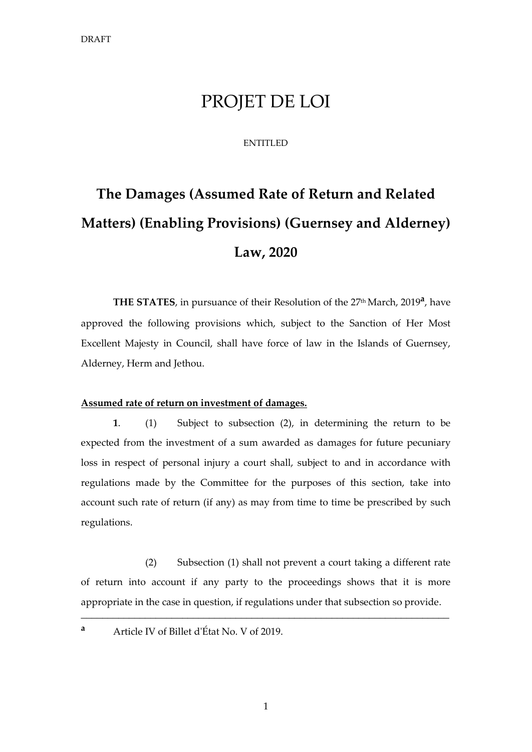DRAFT

# PROJET DE LOI

ENTITLED

## The Damages (Assumed Rate of Return and Related Matters) (Enabling Provisions) (Guernsey and Alderney) Law, 2020

**THE STATES**, in pursuance of their Resolution of the 27th March, 2019[a], have approved the following provisions which, subject to the Sanction of Her Most Excellent Majesty in Council, shall have force of law in the Islands of Guernsey, Alderney, Herm and Jethou.

**Assumed rate of return on investment of damages.**

**1**. (1) Subject to subsection (2), in determining the return to be expected from the investment of a sum awarded as damages for future pecuniary loss in respect of personal injury a court shall, subject to and in accordance with regulations made by the Committee for the purposes of this section, take into account such rate of return (if any) as may from time to time be prescribed by such regulations.

(2) Subsection (1) shall not prevent a court taking a different rate of return into account if any party to the proceedings shows that it is more appropriate in the case in question, if regulations under that subsection so provide.

---

[a] Article IV of Billet d'État No. V of 2019.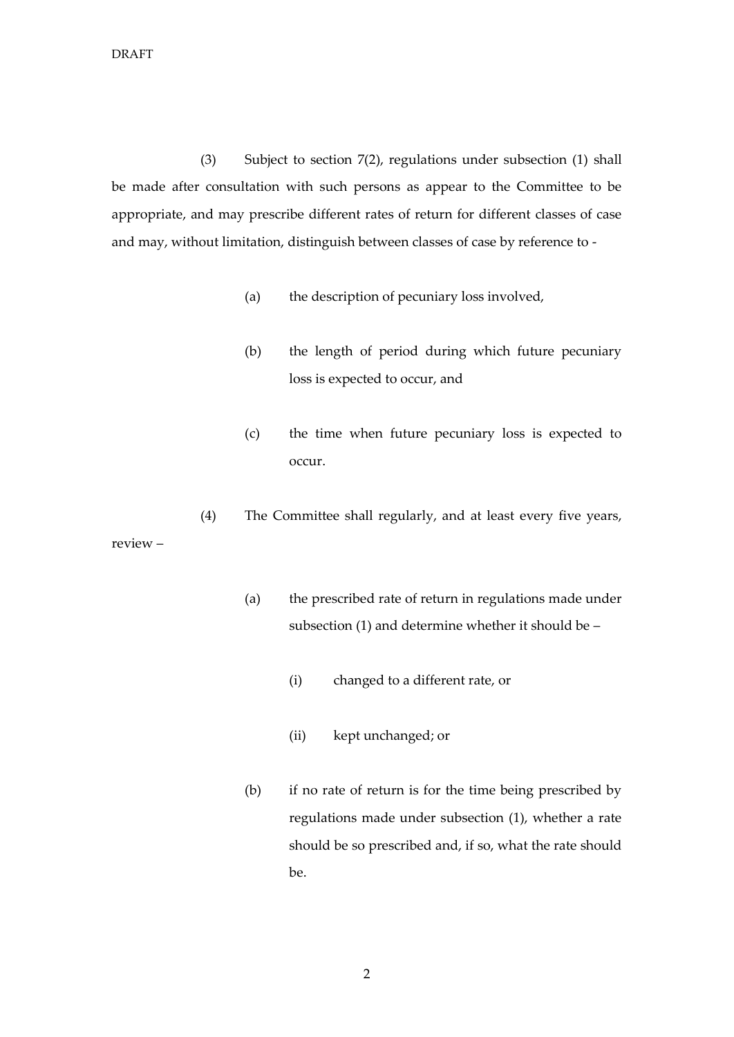(3) Subject to section 7(2), regulations under subsection (1) shall be made after consultation with such persons as appear to the Committee to be appropriate, and may prescribe different rates of return for different classes of case and may, without limitation, distinguish between classes of case by reference to -

(a) the description of pecuniary loss involved,

(b) the length of period during which future pecuniary loss is expected to occur, and

(c) the time when future pecuniary loss is expected to occur.

(4) The Committee shall regularly, and at least every five years, review –

(a) the prescribed rate of return in regulations made under subsection (1) and determine whether it should be –

(i) changed to a different rate, or

(ii) kept unchanged; or

(b) if no rate of return is for the time being prescribed by regulations made under subsection (1), whether a rate should be so prescribed and, if so, what the rate should be.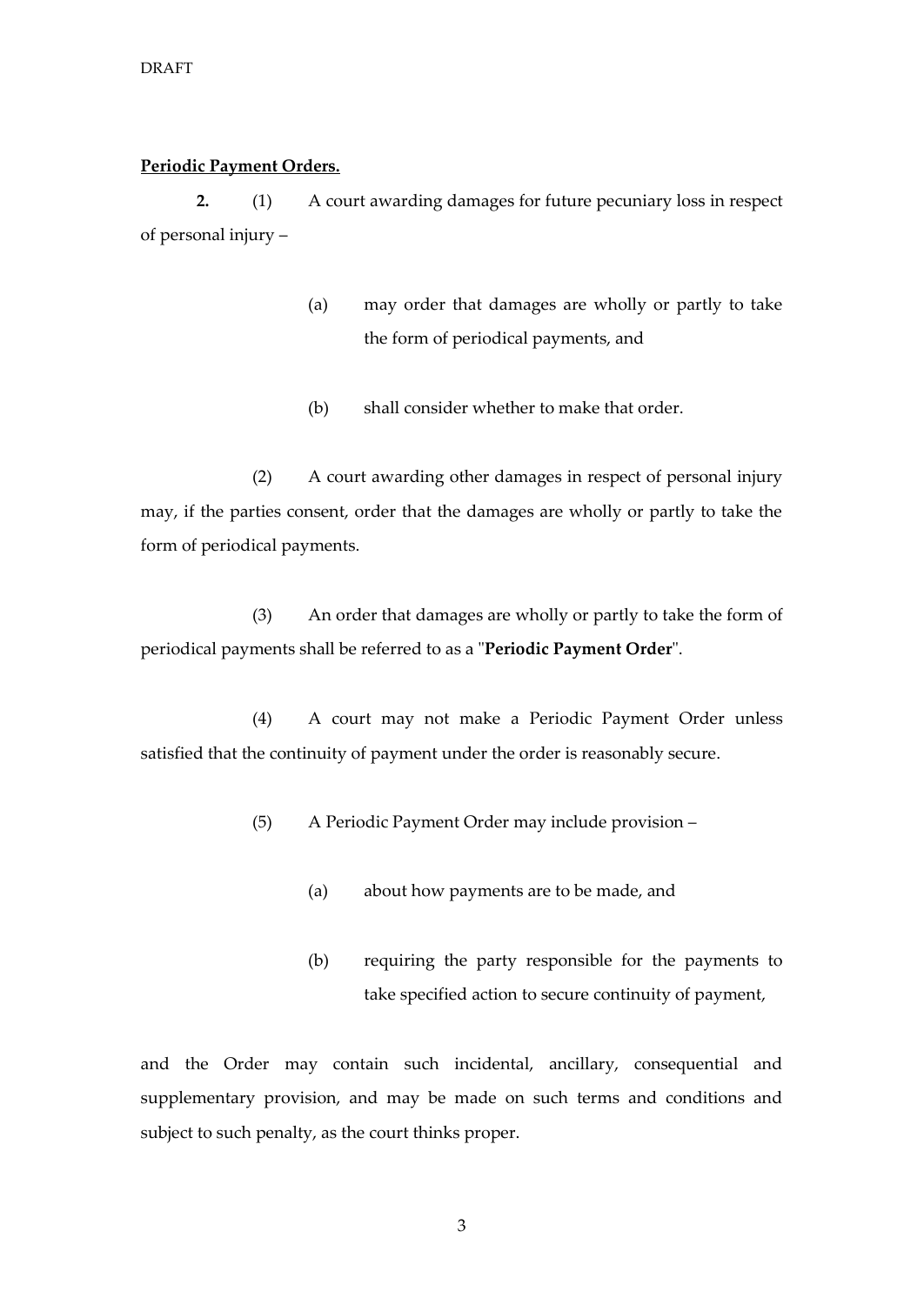**Periodic Payment Orders.**

**2.** (1) A court awarding damages for future pecuniary loss in respect of personal injury –

(a) may order that damages are wholly or partly to take the form of periodical payments, and

(b) shall consider whether to make that order.

(2) A court awarding other damages in respect of personal injury may, if the parties consent, order that the damages are wholly or partly to take the form of periodical payments.

(3) An order that damages are wholly or partly to take the form of periodical payments shall be referred to as a "**Periodic Payment Order**".

(4) A court may not make a Periodic Payment Order unless satisfied that the continuity of payment under the order is reasonably secure.

(5) A Periodic Payment Order may include provision –

(a) about how payments are to be made, and

(b) requiring the party responsible for the payments to take specified action to secure continuity of payment,

and the Order may contain such incidental, ancillary, consequential and supplementary provision, and may be made on such terms and conditions and subject to such penalty, as the court thinks proper.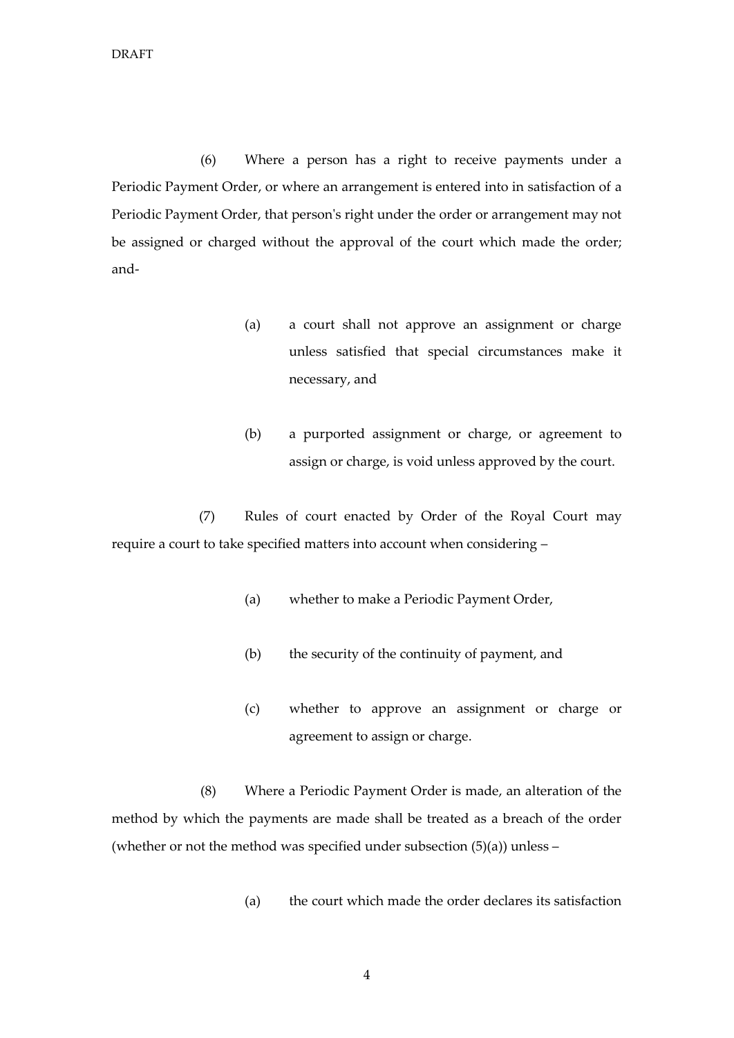(6) Where a person has a right to receive payments under a Periodic Payment Order, or where an arrangement is entered into in satisfaction of a Periodic Payment Order, that person's right under the order or arrangement may not be assigned or charged without the approval of the court which made the order; and-

> (a) a court shall not approve an assignment or charge unless satisfied that special circumstances make it necessary, and
>
> (b) a purported assignment or charge, or agreement to assign or charge, is void unless approved by the court.

(7) Rules of court enacted by Order of the Royal Court may require a court to take specified matters into account when considering –

> (a) whether to make a Periodic Payment Order,
>
> (b) the security of the continuity of payment, and
>
> (c) whether to approve an assignment or charge or agreement to assign or charge.

(8) Where a Periodic Payment Order is made, an alteration of the method by which the payments are made shall be treated as a breach of the order (whether or not the method was specified under subsection (5)(a)) unless –

> (a) the court which made the order declares its satisfaction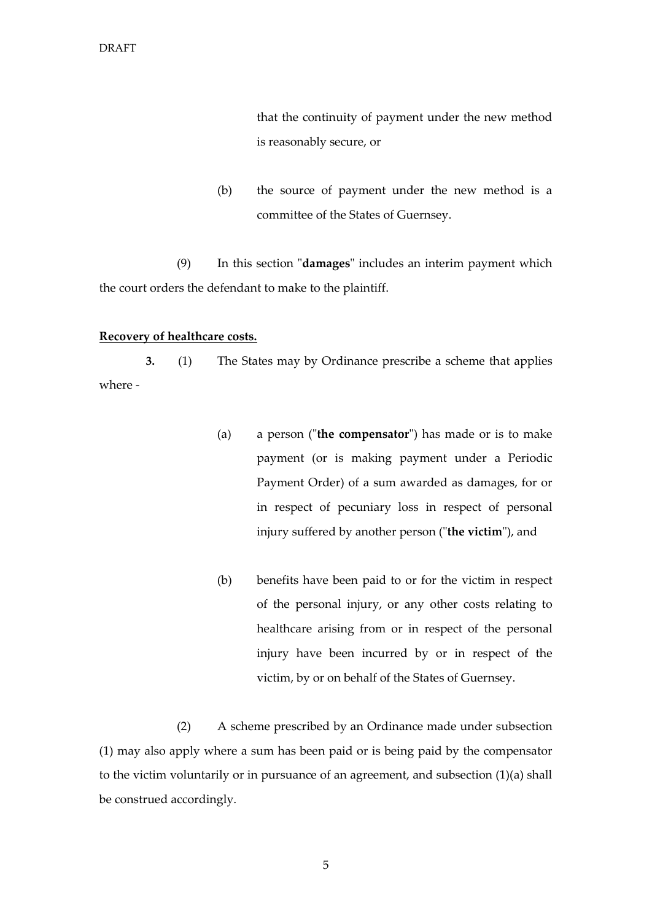that the continuity of payment under the new method is reasonably secure, or

(b) the source of payment under the new method is a committee of the States of Guernsey.

(9) In this section "**damages**" includes an interim payment which the court orders the defendant to make to the plaintiff.

**Recovery of healthcare costs.**

**3.** (1) The States may by Ordinance prescribe a scheme that applies where -

(a) a person ("**the compensator**") has made or is to make payment (or is making payment under a Periodic Payment Order) of a sum awarded as damages, for or in respect of pecuniary loss in respect of personal injury suffered by another person ("**the victim**"), and

(b) benefits have been paid to or for the victim in respect of the personal injury, or any other costs relating to healthcare arising from or in respect of the personal injury have been incurred by or in respect of the victim, by or on behalf of the States of Guernsey.

(2) A scheme prescribed by an Ordinance made under subsection (1) may also apply where a sum has been paid or is being paid by the compensator to the victim voluntarily or in pursuance of an agreement, and subsection (1)(a) shall be construed accordingly.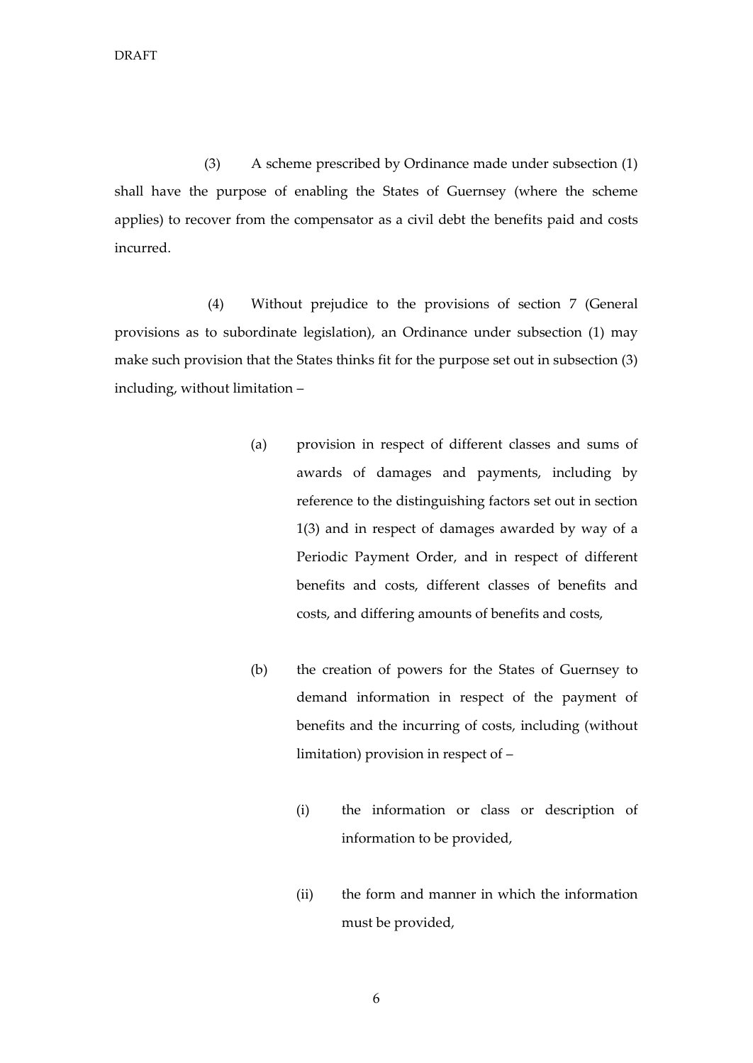(3) A scheme prescribed by Ordinance made under subsection (1) shall have the purpose of enabling the States of Guernsey (where the scheme applies) to recover from the compensator as a civil debt the benefits paid and costs incurred.

(4) Without prejudice to the provisions of section 7 (General provisions as to subordinate legislation), an Ordinance under subsection (1) may make such provision that the States thinks fit for the purpose set out in subsection (3) including, without limitation –

(a) provision in respect of different classes and sums of awards of damages and payments, including by reference to the distinguishing factors set out in section 1(3) and in respect of damages awarded by way of a Periodic Payment Order, and in respect of different benefits and costs, different classes of benefits and costs, and differing amounts of benefits and costs,

(b) the creation of powers for the States of Guernsey to demand information in respect of the payment of benefits and the incurring of costs, including (without limitation) provision in respect of –

(i) the information or class or description of information to be provided,

(ii) the form and manner in which the information must be provided,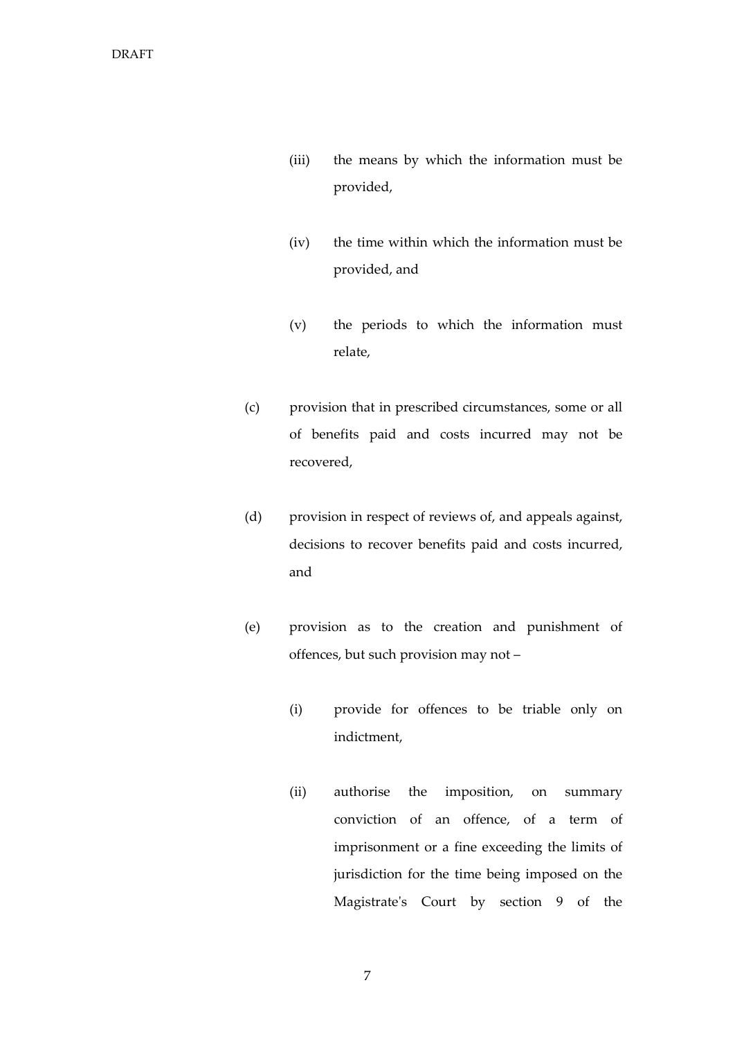(iii) the means by which the information must be provided,

(iv) the time within which the information must be provided, and

(v) the periods to which the information must relate,

(c) provision that in prescribed circumstances, some or all of benefits paid and costs incurred may not be recovered,

(d) provision in respect of reviews of, and appeals against, decisions to recover benefits paid and costs incurred, and

(e) provision as to the creation and punishment of offences, but such provision may not –

(i) provide for offences to be triable only on indictment,

(ii) authorise the imposition, on summary conviction of an offence, of a term of imprisonment or a fine exceeding the limits of jurisdiction for the time being imposed on the Magistrate's Court by section 9 of the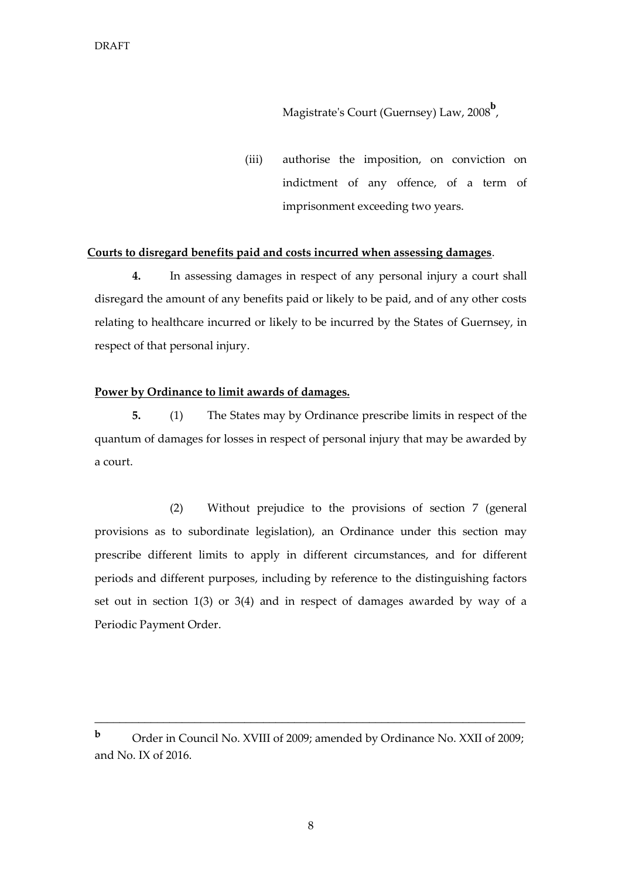Magistrate's Court (Guernsey) Law, 2008[b],

(iii) authorise the imposition, on conviction on indictment of any offence, of a term of imprisonment exceeding two years.

**Courts to disregard benefits paid and costs incurred when assessing damages**.

**4.** In assessing damages in respect of any personal injury a court shall disregard the amount of any benefits paid or likely to be paid, and of any other costs relating to healthcare incurred or likely to be incurred by the States of Guernsey, in respect of that personal injury.

**Power by Ordinance to limit awards of damages.**

**5.** (1) The States may by Ordinance prescribe limits in respect of the quantum of damages for losses in respect of personal injury that may be awarded by a court.

(2) Without prejudice to the provisions of section 7 (general provisions as to subordinate legislation), an Ordinance under this section may prescribe different limits to apply in different circumstances, and for different periods and different purposes, including by reference to the distinguishing factors set out in section 1(3) or 3(4) and in respect of damages awarded by way of a Periodic Payment Order.

---

[b] Order in Council No. XVIII of 2009; amended by Ordinance No. XXII of 2009; and No. IX of 2016.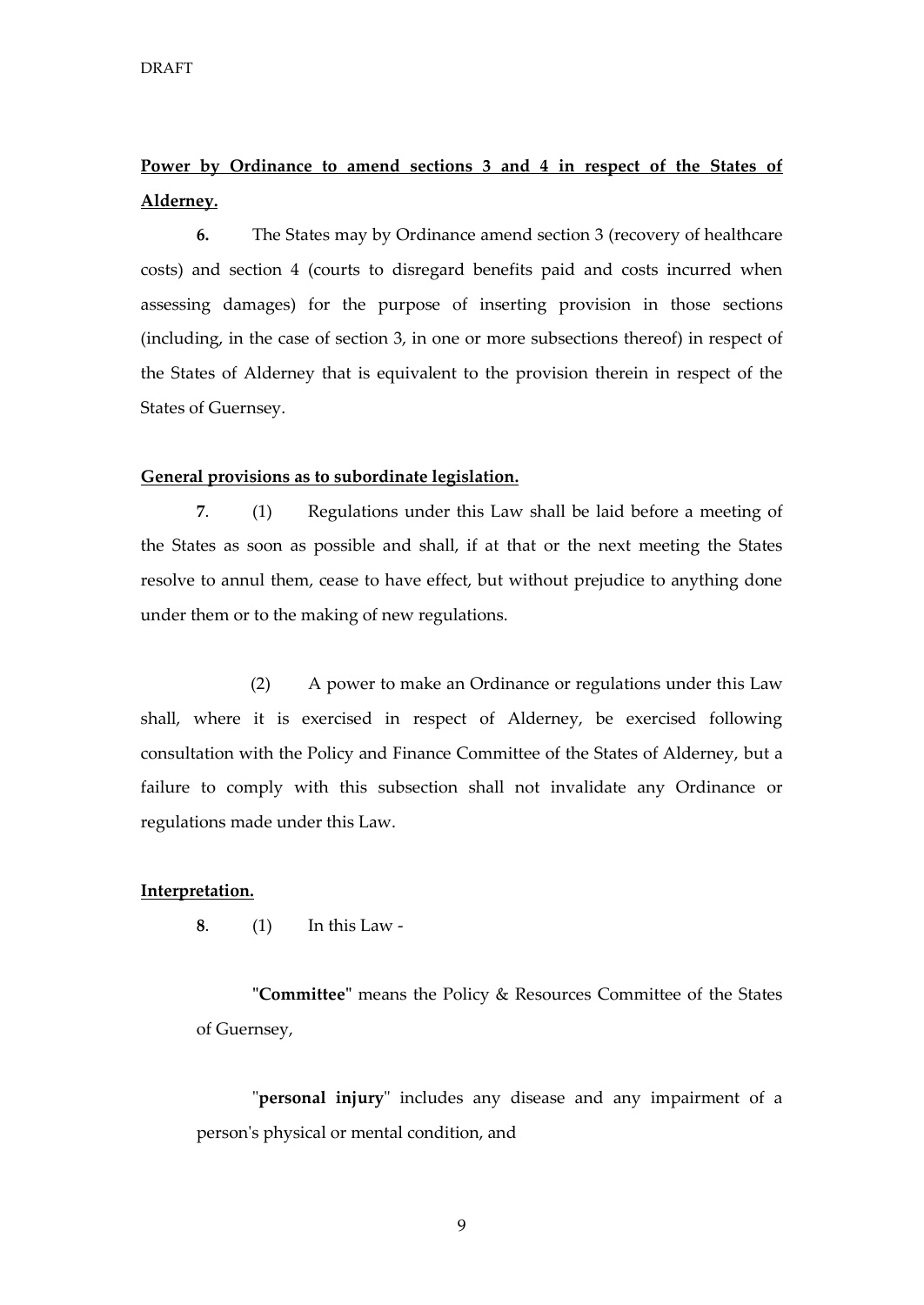**Power by Ordinance to amend sections 3 and 4 in respect of the States of Alderney.**

**6.** The States may by Ordinance amend section 3 (recovery of healthcare costs) and section 4 (courts to disregard benefits paid and costs incurred when assessing damages) for the purpose of inserting provision in those sections (including, in the case of section 3, in one or more subsections thereof) in respect of the States of Alderney that is equivalent to the provision therein in respect of the States of Guernsey.

**General provisions as to subordinate legislation.**

**7**. (1) Regulations under this Law shall be laid before a meeting of the States as soon as possible and shall, if at that or the next meeting the States resolve to annul them, cease to have effect, but without prejudice to anything done under them or to the making of new regulations.

(2) A power to make an Ordinance or regulations under this Law shall, where it is exercised in respect of Alderney, be exercised following consultation with the Policy and Finance Committee of the States of Alderney, but a failure to comply with this subsection shall not invalidate any Ordinance or regulations made under this Law.

**Interpretation.**

**8**. (1) In this Law -

"**Committee**" means the Policy & Resources Committee of the States of Guernsey,

"**personal injury**" includes any disease and any impairment of a person's physical or mental condition, and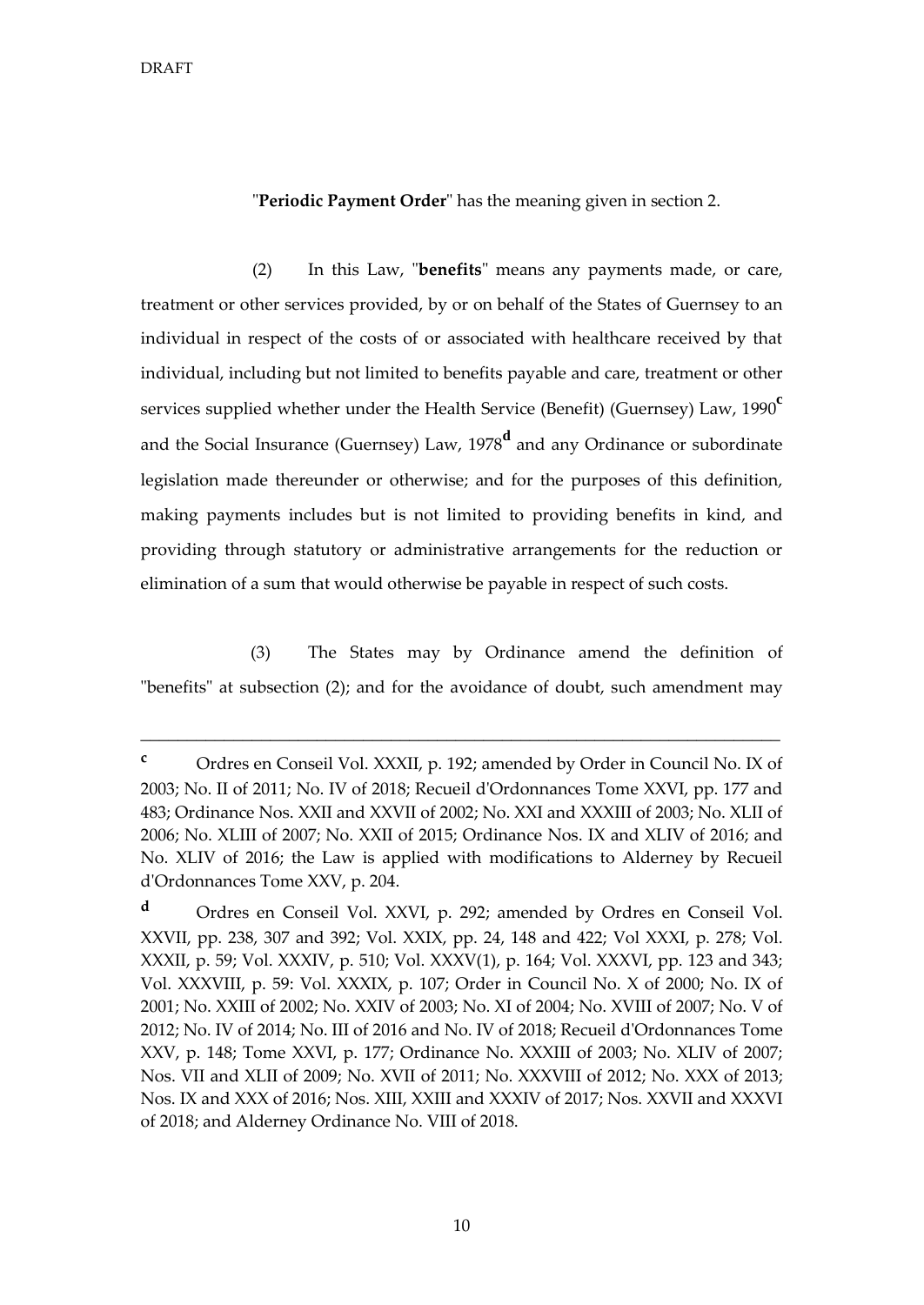"**Periodic Payment Order**" has the meaning given in section 2.

(2) In this Law, "**benefits**" means any payments made, or care, treatment or other services provided, by or on behalf of the States of Guernsey to an individual in respect of the costs of or associated with healthcare received by that individual, including but not limited to benefits payable and care, treatment or other services supplied whether under the Health Service (Benefit) (Guernsey) Law, 1990[c] and the Social Insurance (Guernsey) Law, 1978[d] and any Ordinance or subordinate legislation made thereunder or otherwise; and for the purposes of this definition, making payments includes but is not limited to providing benefits in kind, and providing through statutory or administrative arrangements for the reduction or elimination of a sum that would otherwise be payable in respect of such costs.

(3) The States may by Ordinance amend the definition of "benefits" at subsection (2); and for the avoidance of doubt, such amendment may

---

[c] Ordres en Conseil Vol. XXXII, p. 192; amended by Order in Council No. IX of 2003; No. II of 2011; No. IV of 2018; Recueil d'Ordonnances Tome XXVI, pp. 177 and 483; Ordinance Nos. XXII and XXVII of 2002; No. XXI and XXXIII of 2003; No. XLII of 2006; No. XLIII of 2007; No. XXII of 2015; Ordinance Nos. IX and XLIV of 2016; and No. XLIV of 2016; the Law is applied with modifications to Alderney by Recueil d'Ordonnances Tome XXV, p. 204.

[d] Ordres en Conseil Vol. XXVI, p. 292; amended by Ordres en Conseil Vol. XXVII, pp. 238, 307 and 392; Vol. XXIX, pp. 24, 148 and 422; Vol XXXI, p. 278; Vol. XXXII, p. 59; Vol. XXXIV, p. 510; Vol. XXXV(1), p. 164; Vol. XXXVI, pp. 123 and 343; Vol. XXXVIII, p. 59: Vol. XXXIX, p. 107; Order in Council No. X of 2000; No. IX of 2001; No. XXIII of 2002; No. XXIV of 2003; No. XI of 2004; No. XVIII of 2007; No. V of 2012; No. IV of 2014; No. III of 2016 and No. IV of 2018; Recueil d'Ordonnances Tome XXV, p. 148; Tome XXVI, p. 177; Ordinance No. XXXIII of 2003; No. XLIV of 2007; Nos. VII and XLII of 2009; No. XVII of 2011; No. XXXVIII of 2012; No. XXX of 2013; Nos. IX and XXX of 2016; Nos. XIII, XXIII and XXXIV of 2017; Nos. XXVII and XXXVI of 2018; and Alderney Ordinance No. VIII of 2018.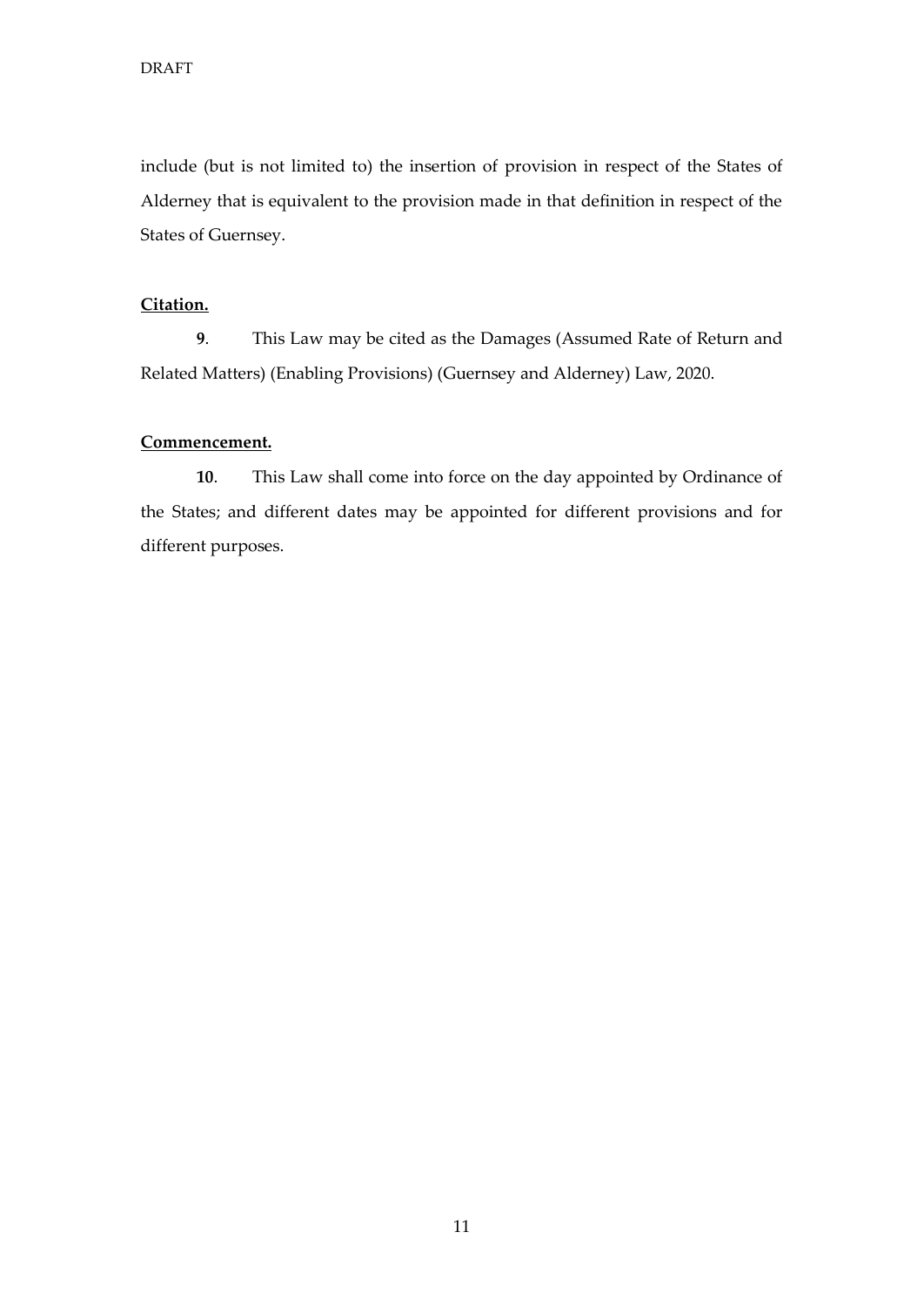include (but is not limited to) the insertion of provision in respect of the States of Alderney that is equivalent to the provision made in that definition in respect of the States of Guernsey.

**Citation.**

**9**. This Law may be cited as the Damages (Assumed Rate of Return and Related Matters) (Enabling Provisions) (Guernsey and Alderney) Law, 2020.

**Commencement.**

**10**. This Law shall come into force on the day appointed by Ordinance of the States; and different dates may be appointed for different provisions and for different purposes.